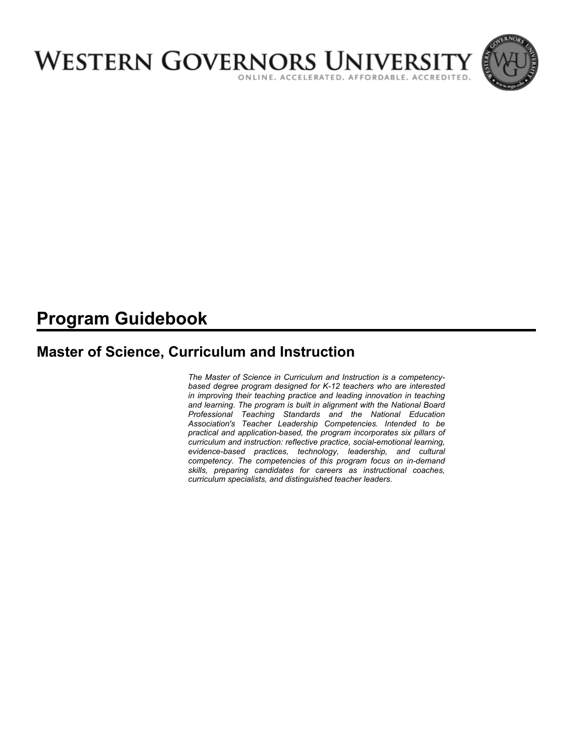# Western Governors University

ONLINE. ACCELERATED. AFFORDABLE. ACCREDITED.

# Program Guidebook

## Master of Science, Curriculum and Instruction

*The Master of Science in Curriculum and Instruction is a competency-based degree program designed for K-12 teachers who are interested in improving their teaching practice and leading innovation in teaching and learning. The program is built in alignment with the National Board Professional Teaching Standards and the National Education Association's Teacher Leadership Competencies. Intended to be practical and application-based, the program incorporates six pillars of curriculum and instruction: reflective practice, social-emotional learning, evidence-based practices, technology, leadership, and cultural competency. The competencies of this program focus on in-demand skills, preparing candidates for careers as instructional coaches, curriculum specialists, and distinguished teacher leaders.*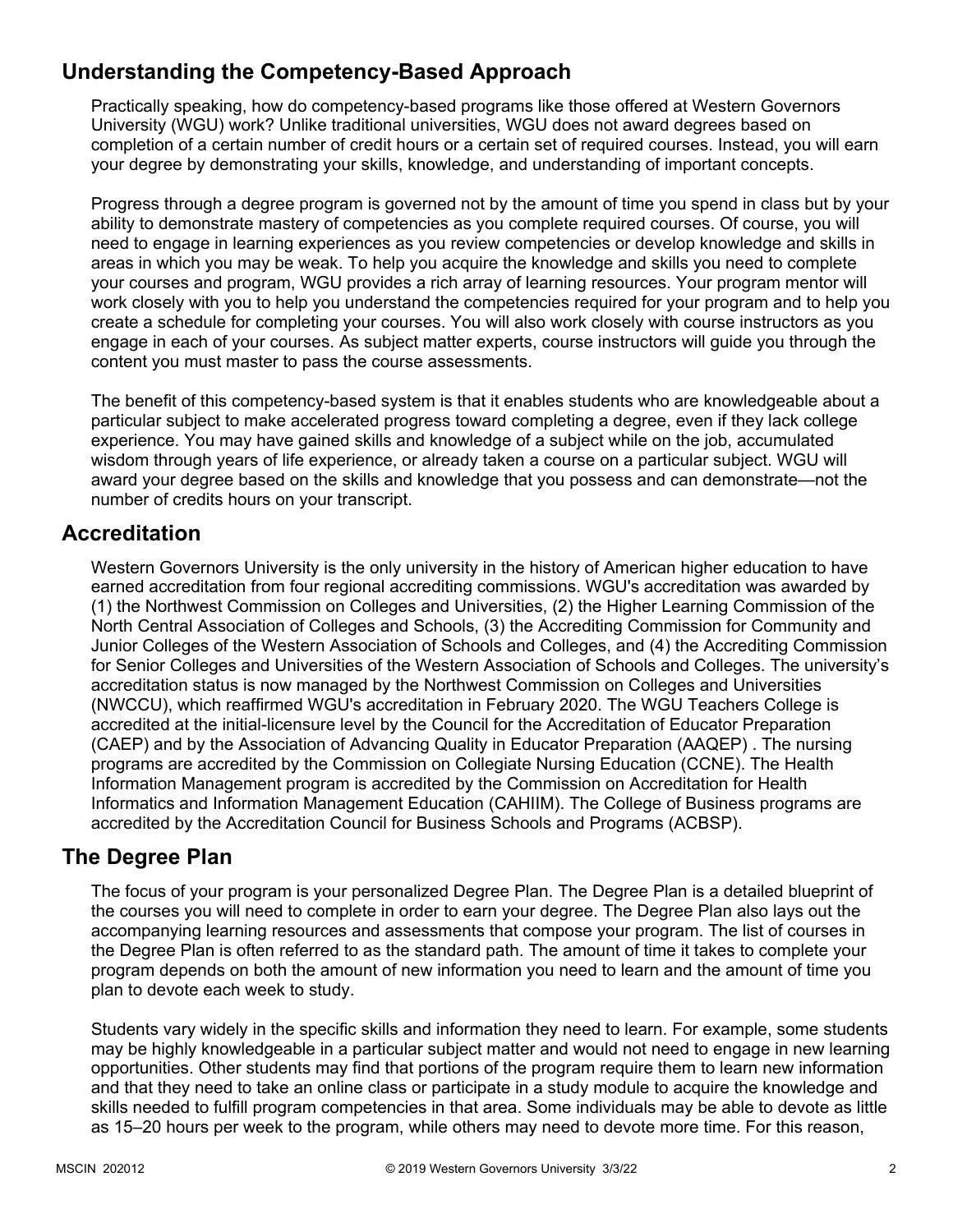## Understanding the Competency-Based Approach

Practically speaking, how do competency-based programs like those offered at Western Governors University (WGU) work? Unlike traditional universities, WGU does not award degrees based on completion of a certain number of credit hours or a certain set of required courses. Instead, you will earn your degree by demonstrating your skills, knowledge, and understanding of important concepts.

Progress through a degree program is governed not by the amount of time you spend in class but by your ability to demonstrate mastery of competencies as you complete required courses. Of course, you will need to engage in learning experiences as you review competencies or develop knowledge and skills in areas in which you may be weak. To help you acquire the knowledge and skills you need to complete your courses and program, WGU provides a rich array of learning resources. Your program mentor will work closely with you to help you understand the competencies required for your program and to help you create a schedule for completing your courses. You will also work closely with course instructors as you engage in each of your courses. As subject matter experts, course instructors will guide you through the content you must master to pass the course assessments.

The benefit of this competency-based system is that it enables students who are knowledgeable about a particular subject to make accelerated progress toward completing a degree, even if they lack college experience. You may have gained skills and knowledge of a subject while on the job, accumulated wisdom through years of life experience, or already taken a course on a particular subject. WGU will award your degree based on the skills and knowledge that you possess and can demonstrate—not the number of credits hours on your transcript.

## Accreditation

Western Governors University is the only university in the history of American higher education to have earned accreditation from four regional accrediting commissions. WGU's accreditation was awarded by (1) the Northwest Commission on Colleges and Universities, (2) the Higher Learning Commission of the North Central Association of Colleges and Schools, (3) the Accrediting Commission for Community and Junior Colleges of the Western Association of Schools and Colleges, and (4) the Accrediting Commission for Senior Colleges and Universities of the Western Association of Schools and Colleges. The university's accreditation status is now managed by the Northwest Commission on Colleges and Universities (NWCCU), which reaffirmed WGU's accreditation in February 2020. The WGU Teachers College is accredited at the initial-licensure level by the Council for the Accreditation of Educator Preparation (CAEP) and by the Association of Advancing Quality in Educator Preparation (AAQEP) . The nursing programs are accredited by the Commission on Collegiate Nursing Education (CCNE). The Health Information Management program is accredited by the Commission on Accreditation for Health Informatics and Information Management Education (CAHIIM). The College of Business programs are accredited by the Accreditation Council for Business Schools and Programs (ACBSP).

## The Degree Plan

The focus of your program is your personalized Degree Plan. The Degree Plan is a detailed blueprint of the courses you will need to complete in order to earn your degree. The Degree Plan also lays out the accompanying learning resources and assessments that compose your program. The list of courses in the Degree Plan is often referred to as the standard path. The amount of time it takes to complete your program depends on both the amount of new information you need to learn and the amount of time you plan to devote each week to study.

Students vary widely in the specific skills and information they need to learn. For example, some students may be highly knowledgeable in a particular subject matter and would not need to engage in new learning opportunities. Other students may find that portions of the program require them to learn new information and that they need to take an online class or participate in a study module to acquire the knowledge and skills needed to fulfill program competencies in that area. Some individuals may be able to devote as little as 15–20 hours per week to the program, while others may need to devote more time. For this reason,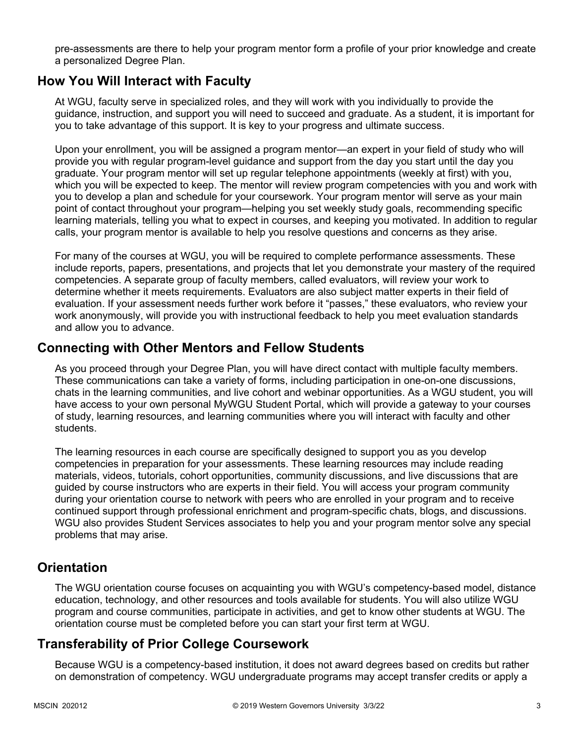pre-assessments are there to help your program mentor form a profile of your prior knowledge and create a personalized Degree Plan.

## How You Will Interact with Faculty

At WGU, faculty serve in specialized roles, and they will work with you individually to provide the guidance, instruction, and support you will need to succeed and graduate. As a student, it is important for you to take advantage of this support. It is key to your progress and ultimate success.

Upon your enrollment, you will be assigned a program mentor—an expert in your field of study who will provide you with regular program-level guidance and support from the day you start until the day you graduate. Your program mentor will set up regular telephone appointments (weekly at first) with you, which you will be expected to keep. The mentor will review program competencies with you and work with you to develop a plan and schedule for your coursework. Your program mentor will serve as your main point of contact throughout your program—helping you set weekly study goals, recommending specific learning materials, telling you what to expect in courses, and keeping you motivated. In addition to regular calls, your program mentor is available to help you resolve questions and concerns as they arise.

For many of the courses at WGU, you will be required to complete performance assessments. These include reports, papers, presentations, and projects that let you demonstrate your mastery of the required competencies. A separate group of faculty members, called evaluators, will review your work to determine whether it meets requirements. Evaluators are also subject matter experts in their field of evaluation. If your assessment needs further work before it "passes," these evaluators, who review your work anonymously, will provide you with instructional feedback to help you meet evaluation standards and allow you to advance.

## Connecting with Other Mentors and Fellow Students

As you proceed through your Degree Plan, you will have direct contact with multiple faculty members. These communications can take a variety of forms, including participation in one-on-one discussions, chats in the learning communities, and live cohort and webinar opportunities. As a WGU student, you will have access to your own personal MyWGU Student Portal, which will provide a gateway to your courses of study, learning resources, and learning communities where you will interact with faculty and other students.

The learning resources in each course are specifically designed to support you as you develop competencies in preparation for your assessments. These learning resources may include reading materials, videos, tutorials, cohort opportunities, community discussions, and live discussions that are guided by course instructors who are experts in their field. You will access your program community during your orientation course to network with peers who are enrolled in your program and to receive continued support through professional enrichment and program-specific chats, blogs, and discussions. WGU also provides Student Services associates to help you and your program mentor solve any special problems that may arise.

## Orientation

The WGU orientation course focuses on acquainting you with WGU's competency-based model, distance education, technology, and other resources and tools available for students. You will also utilize WGU program and course communities, participate in activities, and get to know other students at WGU. The orientation course must be completed before you can start your first term at WGU.

## Transferability of Prior College Coursework

Because WGU is a competency-based institution, it does not award degrees based on credits but rather on demonstration of competency. WGU undergraduate programs may accept transfer credits or apply a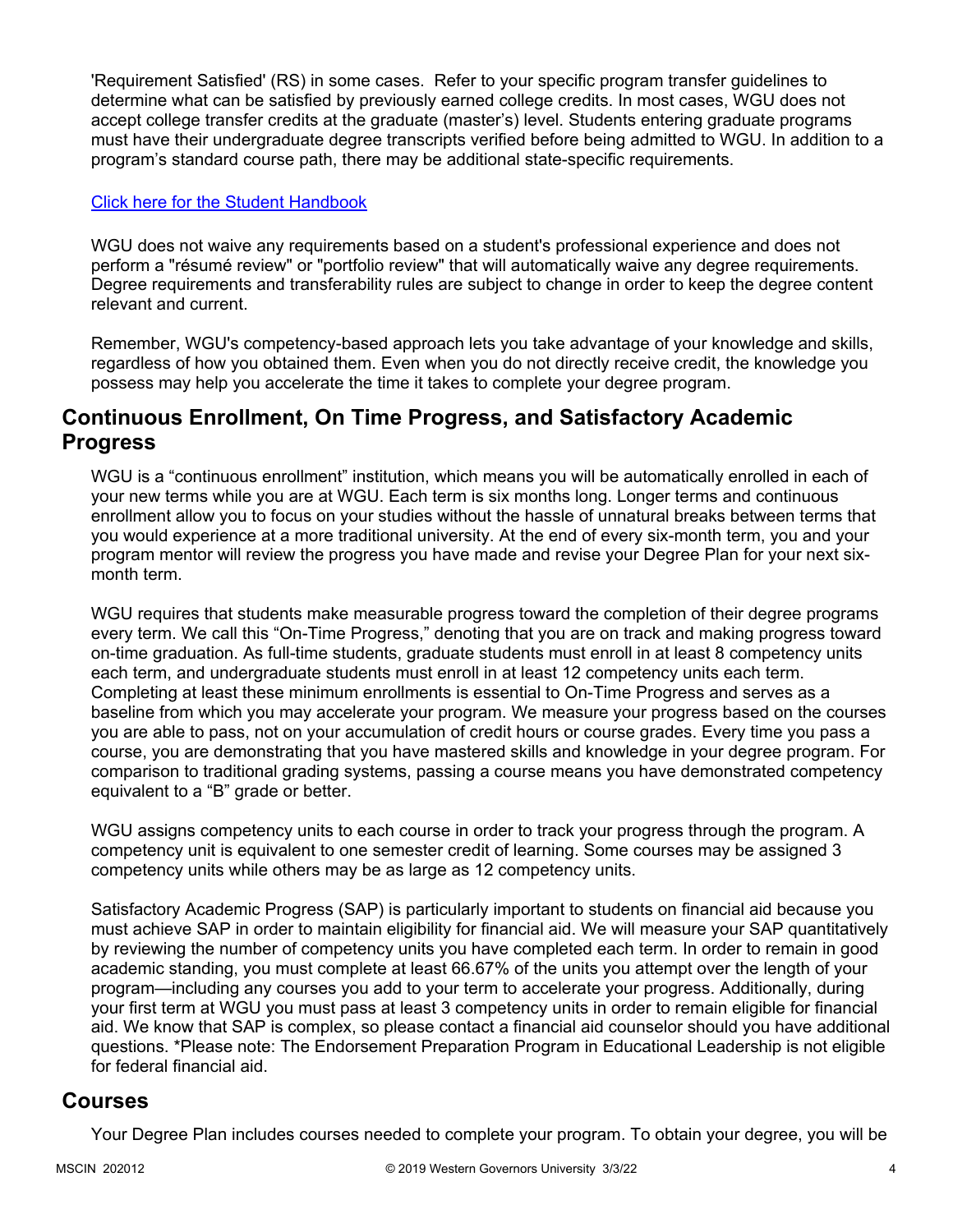'Requirement Satisfied' (RS) in some cases. Refer to your specific program transfer guidelines to determine what can be satisfied by previously earned college credits. In most cases, WGU does not accept college transfer credits at the graduate (master's) level. Students entering graduate programs must have their undergraduate degree transcripts verified before being admitted to WGU. In addition to a program's standard course path, there may be additional state-specific requirements.

[Click here for the Student Handbook]

WGU does not waive any requirements based on a student's professional experience and does not perform a "résumé review" or "portfolio review" that will automatically waive any degree requirements. Degree requirements and transferability rules are subject to change in order to keep the degree content relevant and current.

Remember, WGU's competency-based approach lets you take advantage of your knowledge and skills, regardless of how you obtained them. Even when you do not directly receive credit, the knowledge you possess may help you accelerate the time it takes to complete your degree program.

## Continuous Enrollment, On Time Progress, and Satisfactory Academic Progress

WGU is a "continuous enrollment" institution, which means you will be automatically enrolled in each of your new terms while you are at WGU. Each term is six months long. Longer terms and continuous enrollment allow you to focus on your studies without the hassle of unnatural breaks between terms that you would experience at a more traditional university. At the end of every six-month term, you and your program mentor will review the progress you have made and revise your Degree Plan for your next six-month term.

WGU requires that students make measurable progress toward the completion of their degree programs every term. We call this "On-Time Progress," denoting that you are on track and making progress toward on-time graduation. As full-time students, graduate students must enroll in at least 8 competency units each term, and undergraduate students must enroll in at least 12 competency units each term. Completing at least these minimum enrollments is essential to On-Time Progress and serves as a baseline from which you may accelerate your program. We measure your progress based on the courses you are able to pass, not on your accumulation of credit hours or course grades. Every time you pass a course, you are demonstrating that you have mastered skills and knowledge in your degree program. For comparison to traditional grading systems, passing a course means you have demonstrated competency equivalent to a "B" grade or better.

WGU assigns competency units to each course in order to track your progress through the program. A competency unit is equivalent to one semester credit of learning. Some courses may be assigned 3 competency units while others may be as large as 12 competency units.

Satisfactory Academic Progress (SAP) is particularly important to students on financial aid because you must achieve SAP in order to maintain eligibility for financial aid. We will measure your SAP quantitatively by reviewing the number of competency units you have completed each term. In order to remain in good academic standing, you must complete at least 66.67% of the units you attempt over the length of your program—including any courses you add to your term to accelerate your progress. Additionally, during your first term at WGU you must pass at least 3 competency units in order to remain eligible for financial aid. We know that SAP is complex, so please contact a financial aid counselor should you have additional questions. *Please note: The Endorsement Preparation Program in Educational Leadership is not eligible for federal financial aid.

## Courses

Your Degree Plan includes courses needed to complete your program. To obtain your degree, you will be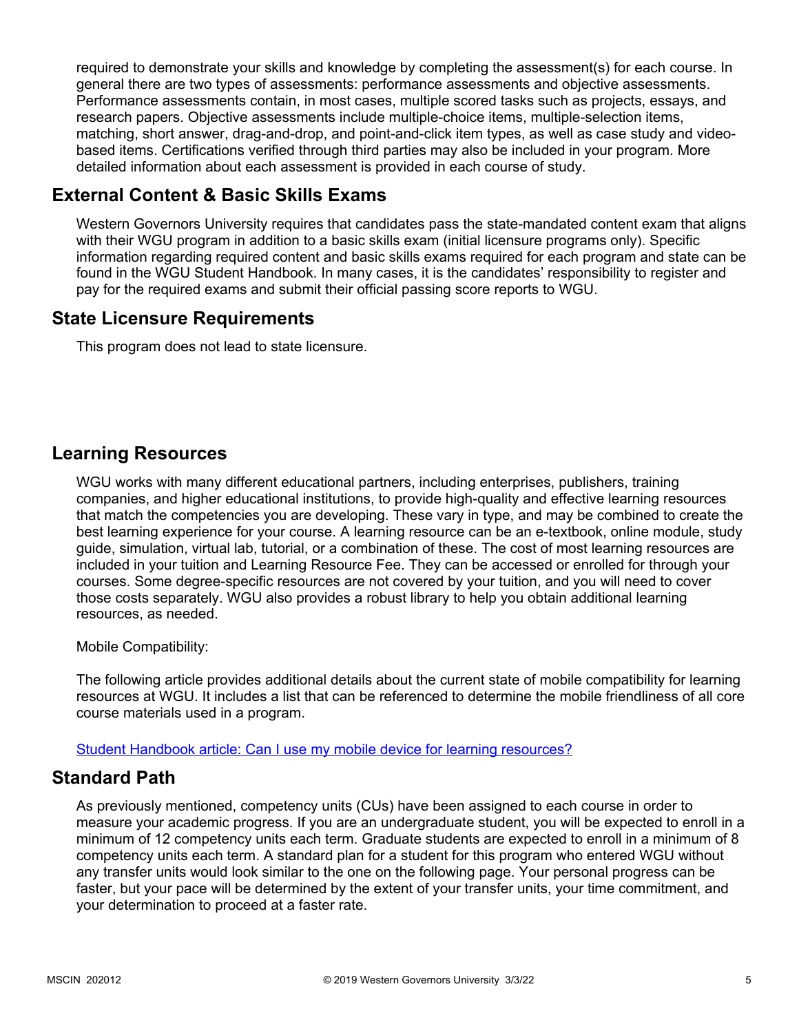required to demonstrate your skills and knowledge by completing the assessment(s) for each course. In general there are two types of assessments: performance assessments and objective assessments. Performance assessments contain, in most cases, multiple scored tasks such as projects, essays, and research papers. Objective assessments include multiple-choice items, multiple-selection items, matching, short answer, drag-and-drop, and point-and-click item types, as well as case study and video-based items. Certifications verified through third parties may also be included in your program. More detailed information about each assessment is provided in each course of study.

## External Content & Basic Skills Exams

Western Governors University requires that candidates pass the state-mandated content exam that aligns with their WGU program in addition to a basic skills exam (initial licensure programs only). Specific information regarding required content and basic skills exams required for each program and state can be found in the WGU Student Handbook. In many cases, it is the candidates' responsibility to register and pay for the required exams and submit their official passing score reports to WGU.

## State Licensure Requirements

This program does not lead to state licensure.

## Learning Resources

WGU works with many different educational partners, including enterprises, publishers, training companies, and higher educational institutions, to provide high-quality and effective learning resources that match the competencies you are developing. These vary in type, and may be combined to create the best learning experience for your course. A learning resource can be an e-textbook, online module, study guide, simulation, virtual lab, tutorial, or a combination of these. The cost of most learning resources are included in your tuition and Learning Resource Fee. They can be accessed or enrolled for through your courses. Some degree-specific resources are not covered by your tuition, and you will need to cover those costs separately. WGU also provides a robust library to help you obtain additional learning resources, as needed.

Mobile Compatibility:

The following article provides additional details about the current state of mobile compatibility for learning resources at WGU. It includes a list that can be referenced to determine the mobile friendliness of all core course materials used in a program.

[Student Handbook article: Can I use my mobile device for learning resources?]()

## Standard Path

As previously mentioned, competency units (CUs) have been assigned to each course in order to measure your academic progress. If you are an undergraduate student, you will be expected to enroll in a minimum of 12 competency units each term. Graduate students are expected to enroll in a minimum of 8 competency units each term. A standard plan for a student for this program who entered WGU without any transfer units would look similar to the one on the following page. Your personal progress can be faster, but your pace will be determined by the extent of your transfer units, your time commitment, and your determination to proceed at a faster rate.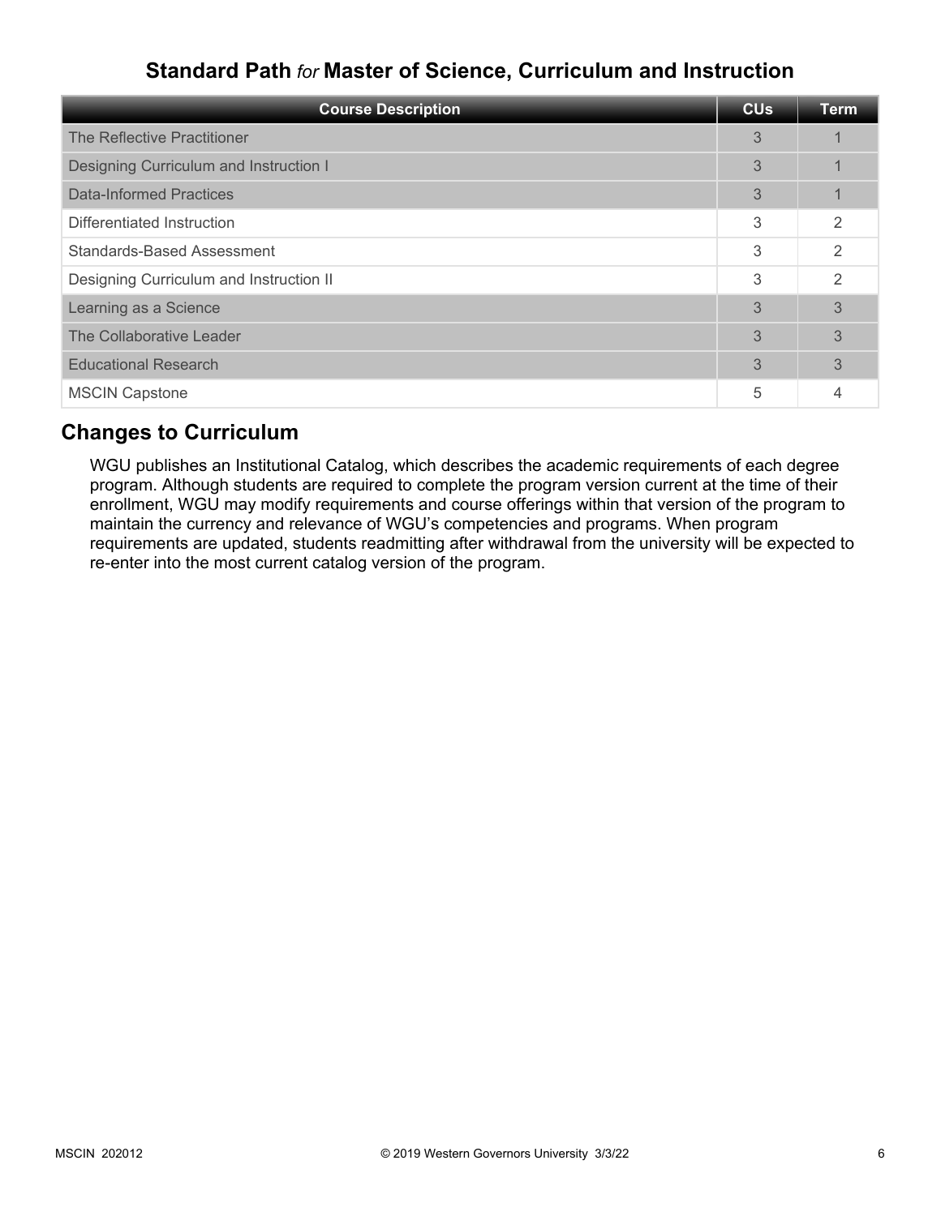## Standard Path *for* Master of Science, Curriculum and Instruction

| Course Description | CUs | Term |
|---|---|---|
| The Reflective Practitioner | 3 | 1 |
| Designing Curriculum and Instruction I | 3 | 1 |
| Data-Informed Practices | 3 | 1 |
| Differentiated Instruction | 3 | 2 |
| Standards-Based Assessment | 3 | 2 |
| Designing Curriculum and Instruction II | 3 | 2 |
| Learning as a Science | 3 | 3 |
| The Collaborative Leader | 3 | 3 |
| Educational Research | 3 | 3 |
| MSCIN Capstone | 5 | 4 |

## Changes to Curriculum

WGU publishes an Institutional Catalog, which describes the academic requirements of each degree program. Although students are required to complete the program version current at the time of their enrollment, WGU may modify requirements and course offerings within that version of the program to maintain the currency and relevance of WGU's competencies and programs. When program requirements are updated, students readmitting after withdrawal from the university will be expected to re-enter into the most current catalog version of the program.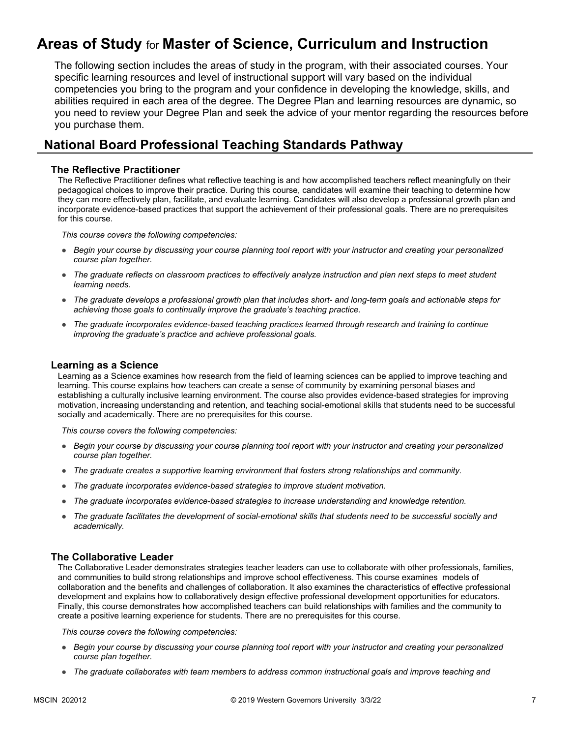# Areas of Study for Master of Science, Curriculum and Instruction

The following section includes the areas of study in the program, with their associated courses. Your specific learning resources and level of instructional support will vary based on the individual competencies you bring to the program and your confidence in developing the knowledge, skills, and abilities required in each area of the degree. The Degree Plan and learning resources are dynamic, so you need to review your Degree Plan and seek the advice of your mentor regarding the resources before you purchase them.

## National Board Professional Teaching Standards Pathway

### The Reflective Practitioner

The Reflective Practitioner defines what reflective teaching is and how accomplished teachers reflect meaningfully on their pedagogical choices to improve their practice. During this course, candidates will examine their teaching to determine how they can more effectively plan, facilitate, and evaluate learning. Candidates will also develop a professional growth plan and incorporate evidence-based practices that support the achievement of their professional goals. There are no prerequisites for this course.

*This course covers the following competencies:*

- *Begin your course by discussing your course planning tool report with your instructor and creating your personalized course plan together.*
- *The graduate reflects on classroom practices to effectively analyze instruction and plan next steps to meet student learning needs.*
- *The graduate develops a professional growth plan that includes short- and long-term goals and actionable steps for achieving those goals to continually improve the graduate's teaching practice.*
- *The graduate incorporates evidence-based teaching practices learned through research and training to continue improving the graduate's practice and achieve professional goals.*

### Learning as a Science

Learning as a Science examines how research from the field of learning sciences can be applied to improve teaching and learning. This course explains how teachers can create a sense of community by examining personal biases and establishing a culturally inclusive learning environment. The course also provides evidence-based strategies for improving motivation, increasing understanding and retention, and teaching social-emotional skills that students need to be successful socially and academically. There are no prerequisites for this course.

*This course covers the following competencies:*

- *Begin your course by discussing your course planning tool report with your instructor and creating your personalized course plan together.*
- *The graduate creates a supportive learning environment that fosters strong relationships and community.*
- *The graduate incorporates evidence-based strategies to improve student motivation.*
- *The graduate incorporates evidence-based strategies to increase understanding and knowledge retention.*
- *The graduate facilitates the development of social-emotional skills that students need to be successful socially and academically.*

### The Collaborative Leader

The Collaborative Leader demonstrates strategies teacher leaders can use to collaborate with other professionals, families, and communities to build strong relationships and improve school effectiveness. This course examines models of collaboration and the benefits and challenges of collaboration. It also examines the characteristics of effective professional development and explains how to collaboratively design effective professional development opportunities for educators. Finally, this course demonstrates how accomplished teachers can build relationships with families and the community to create a positive learning experience for students. There are no prerequisites for this course.

*This course covers the following competencies:*

- *Begin your course by discussing your course planning tool report with your instructor and creating your personalized course plan together.*
- *The graduate collaborates with team members to address common instructional goals and improve teaching and*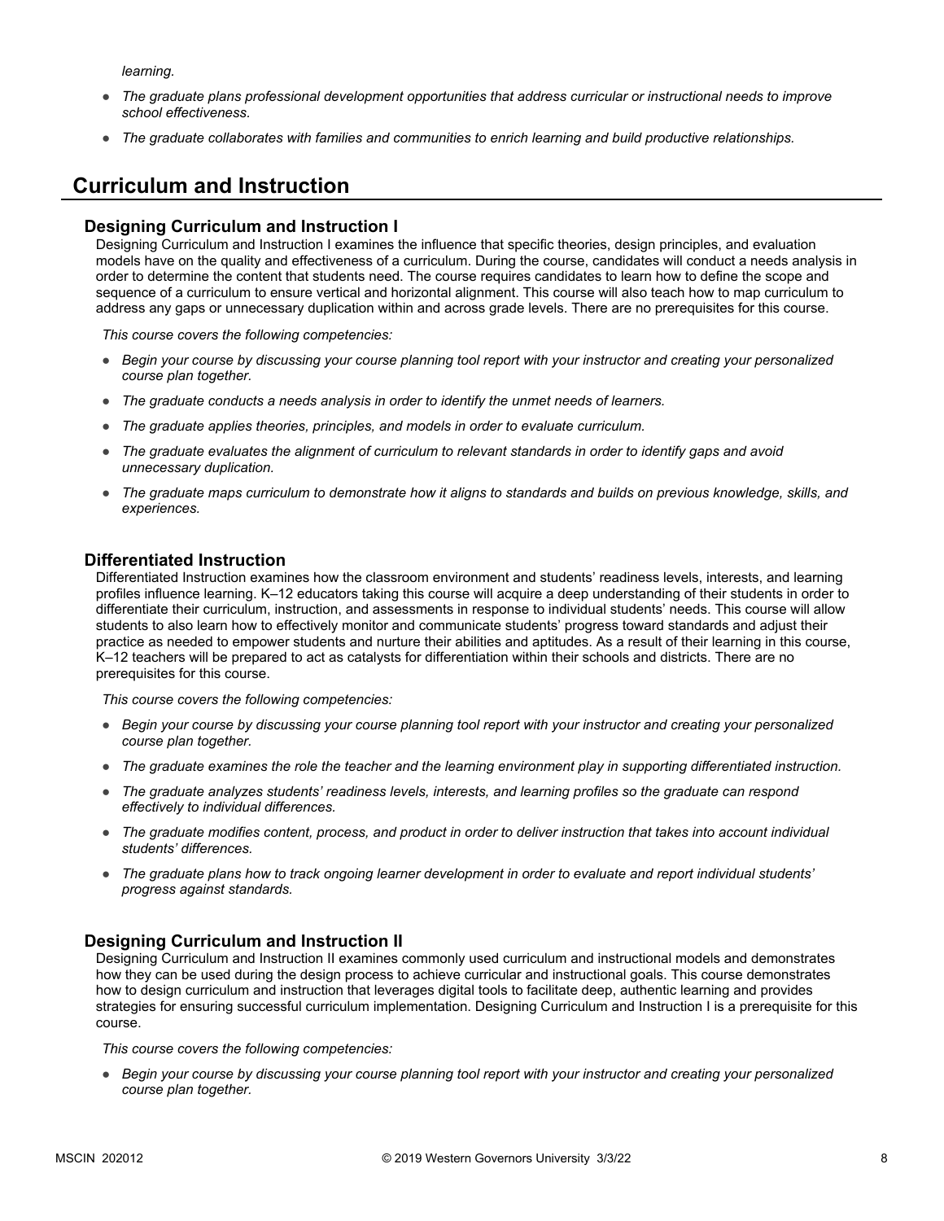*learning.*

- *The graduate plans professional development opportunities that address curricular or instructional needs to improve school effectiveness.*
- *The graduate collaborates with families and communities to enrich learning and build productive relationships.*

## Curriculum and Instruction

### Designing Curriculum and Instruction I

Designing Curriculum and Instruction I examines the influence that specific theories, design principles, and evaluation models have on the quality and effectiveness of a curriculum. During the course, candidates will conduct a needs analysis in order to determine the content that students need. The course requires candidates to learn how to define the scope and sequence of a curriculum to ensure vertical and horizontal alignment. This course will also teach how to map curriculum to address any gaps or unnecessary duplication within and across grade levels. There are no prerequisites for this course.

*This course covers the following competencies:*

- *Begin your course by discussing your course planning tool report with your instructor and creating your personalized course plan together.*
- *The graduate conducts a needs analysis in order to identify the unmet needs of learners.*
- *The graduate applies theories, principles, and models in order to evaluate curriculum.*
- *The graduate evaluates the alignment of curriculum to relevant standards in order to identify gaps and avoid unnecessary duplication.*
- *The graduate maps curriculum to demonstrate how it aligns to standards and builds on previous knowledge, skills, and experiences.*

### Differentiated Instruction

Differentiated Instruction examines how the classroom environment and students' readiness levels, interests, and learning profiles influence learning. K–12 educators taking this course will acquire a deep understanding of their students in order to differentiate their curriculum, instruction, and assessments in response to individual students' needs. This course will allow students to also learn how to effectively monitor and communicate students' progress toward standards and adjust their practice as needed to empower students and nurture their abilities and aptitudes. As a result of their learning in this course, K–12 teachers will be prepared to act as catalysts for differentiation within their schools and districts. There are no prerequisites for this course.

*This course covers the following competencies:*

- *Begin your course by discussing your course planning tool report with your instructor and creating your personalized course plan together.*
- *The graduate examines the role the teacher and the learning environment play in supporting differentiated instruction.*
- *The graduate analyzes students' readiness levels, interests, and learning profiles so the graduate can respond effectively to individual differences.*
- *The graduate modifies content, process, and product in order to deliver instruction that takes into account individual students' differences.*
- *The graduate plans how to track ongoing learner development in order to evaluate and report individual students' progress against standards.*

### Designing Curriculum and Instruction II

Designing Curriculum and Instruction II examines commonly used curriculum and instructional models and demonstrates how they can be used during the design process to achieve curricular and instructional goals. This course demonstrates how to design curriculum and instruction that leverages digital tools to facilitate deep, authentic learning and provides strategies for ensuring successful curriculum implementation. Designing Curriculum and Instruction I is a prerequisite for this course.

*This course covers the following competencies:*

- *Begin your course by discussing your course planning tool report with your instructor and creating your personalized course plan together.*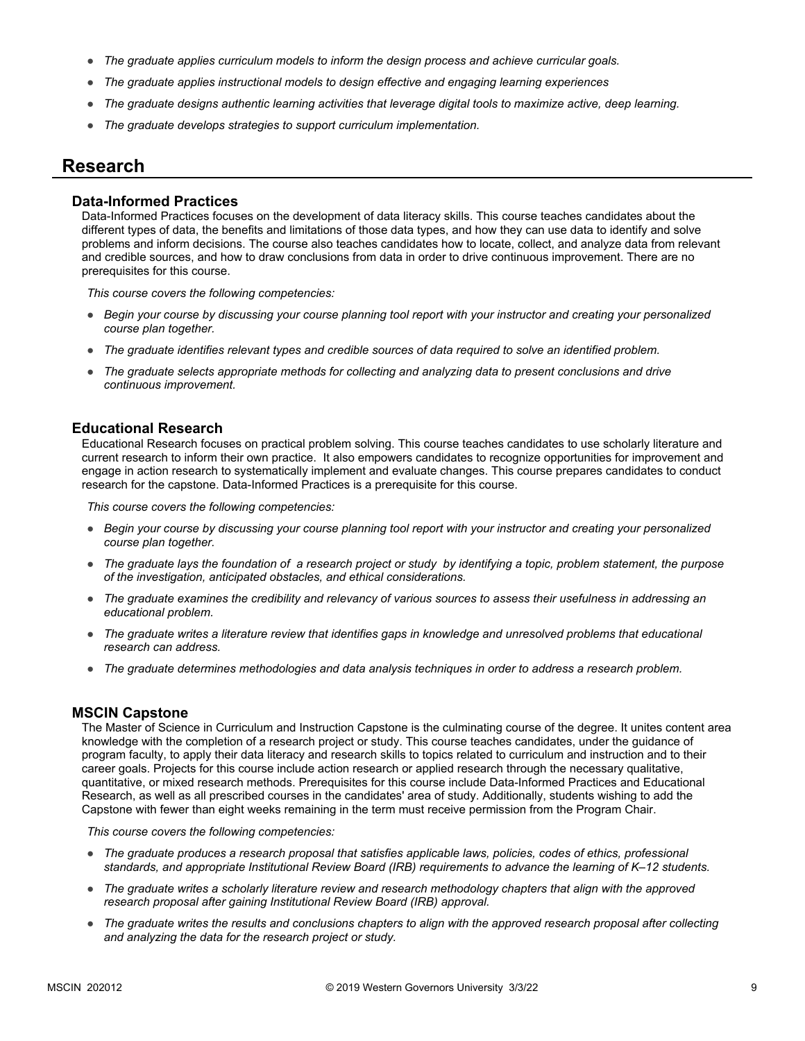- *The graduate applies curriculum models to inform the design process and achieve curricular goals.*
- *The graduate applies instructional models to design effective and engaging learning experiences*
- *The graduate designs authentic learning activities that leverage digital tools to maximize active, deep learning.*
- *The graduate develops strategies to support curriculum implementation.*

## Research

### Data-Informed Practices

Data-Informed Practices focuses on the development of data literacy skills. This course teaches candidates about the different types of data, the benefits and limitations of those data types, and how they can use data to identify and solve problems and inform decisions. The course also teaches candidates how to locate, collect, and analyze data from relevant and credible sources, and how to draw conclusions from data in order to drive continuous improvement. There are no prerequisites for this course.

*This course covers the following competencies:*

- *Begin your course by discussing your course planning tool report with your instructor and creating your personalized course plan together.*
- *The graduate identifies relevant types and credible sources of data required to solve an identified problem.*
- *The graduate selects appropriate methods for collecting and analyzing data to present conclusions and drive continuous improvement.*

### Educational Research

Educational Research focuses on practical problem solving. This course teaches candidates to use scholarly literature and current research to inform their own practice. It also empowers candidates to recognize opportunities for improvement and engage in action research to systematically implement and evaluate changes. This course prepares candidates to conduct research for the capstone. Data-Informed Practices is a prerequisite for this course.

*This course covers the following competencies:*

- *Begin your course by discussing your course planning tool report with your instructor and creating your personalized course plan together.*
- *The graduate lays the foundation of a research project or study by identifying a topic, problem statement, the purpose of the investigation, anticipated obstacles, and ethical considerations.*
- *The graduate examines the credibility and relevancy of various sources to assess their usefulness in addressing an educational problem.*
- *The graduate writes a literature review that identifies gaps in knowledge and unresolved problems that educational research can address.*
- *The graduate determines methodologies and data analysis techniques in order to address a research problem.*

### MSCIN Capstone

The Master of Science in Curriculum and Instruction Capstone is the culminating course of the degree. It unites content area knowledge with the completion of a research project or study. This course teaches candidates, under the guidance of program faculty, to apply their data literacy and research skills to topics related to curriculum and instruction and to their career goals. Projects for this course include action research or applied research through the necessary qualitative, quantitative, or mixed research methods. Prerequisites for this course include Data-Informed Practices and Educational Research, as well as all prescribed courses in the candidates' area of study. Additionally, students wishing to add the Capstone with fewer than eight weeks remaining in the term must receive permission from the Program Chair.

*This course covers the following competencies:*

- *The graduate produces a research proposal that satisfies applicable laws, policies, codes of ethics, professional standards, and appropriate Institutional Review Board (IRB) requirements to advance the learning of K–12 students.*
- *The graduate writes a scholarly literature review and research methodology chapters that align with the approved research proposal after gaining Institutional Review Board (IRB) approval.*
- *The graduate writes the results and conclusions chapters to align with the approved research proposal after collecting and analyzing the data for the research project or study.*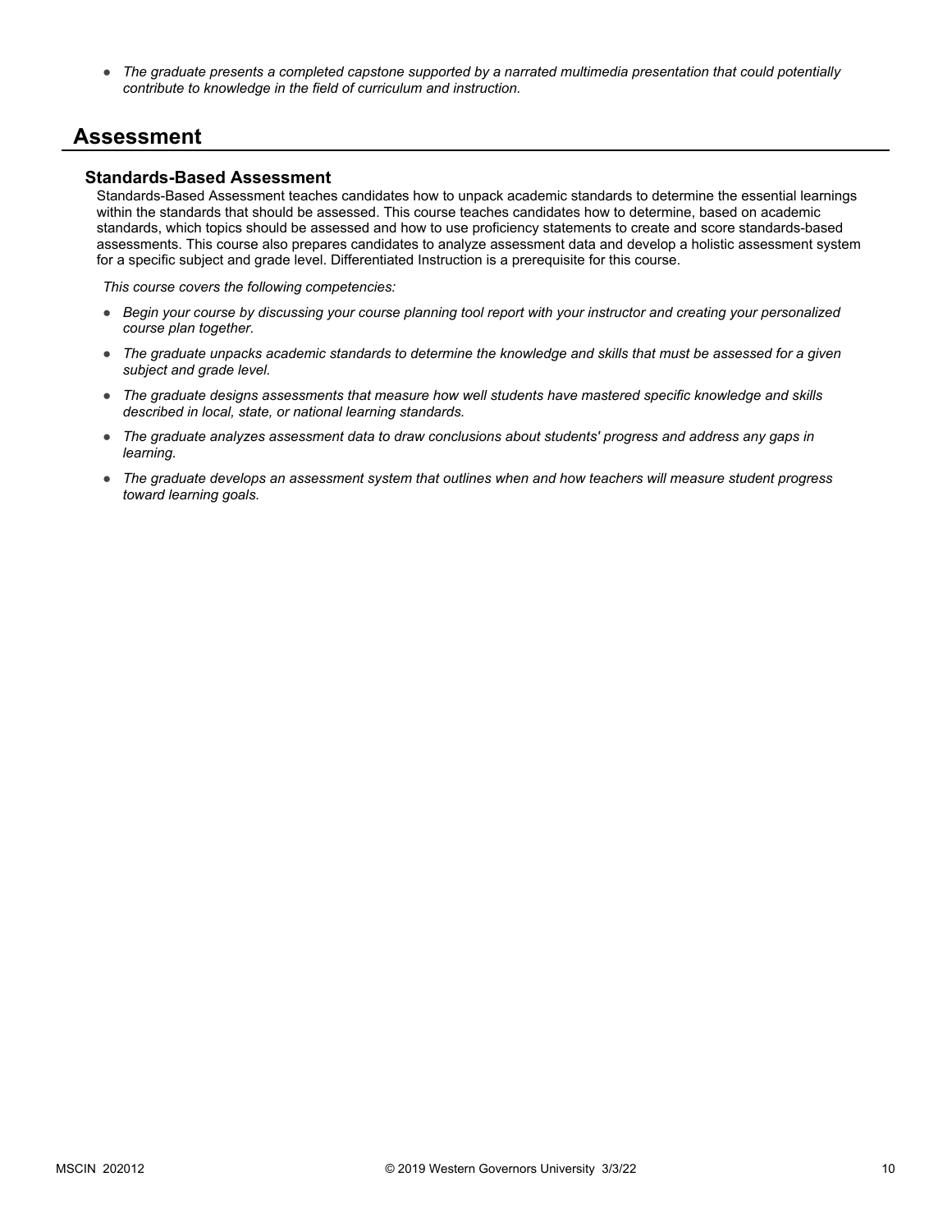- *The graduate presents a completed capstone supported by a narrated multimedia presentation that could potentially contribute to knowledge in the field of curriculum and instruction.*

## Assessment

### Standards-Based Assessment

Standards-Based Assessment teaches candidates how to unpack academic standards to determine the essential learnings within the standards that should be assessed. This course teaches candidates how to determine, based on academic standards, which topics should be assessed and how to use proficiency statements to create and score standards-based assessments. This course also prepares candidates to analyze assessment data and develop a holistic assessment system for a specific subject and grade level. Differentiated Instruction is a prerequisite for this course.

*This course covers the following competencies:*

- *Begin your course by discussing your course planning tool report with your instructor and creating your personalized course plan together.*
- *The graduate unpacks academic standards to determine the knowledge and skills that must be assessed for a given subject and grade level.*
- *The graduate designs assessments that measure how well students have mastered specific knowledge and skills described in local, state, or national learning standards.*
- *The graduate analyzes assessment data to draw conclusions about students' progress and address any gaps in learning.*
- *The graduate develops an assessment system that outlines when and how teachers will measure student progress toward learning goals.*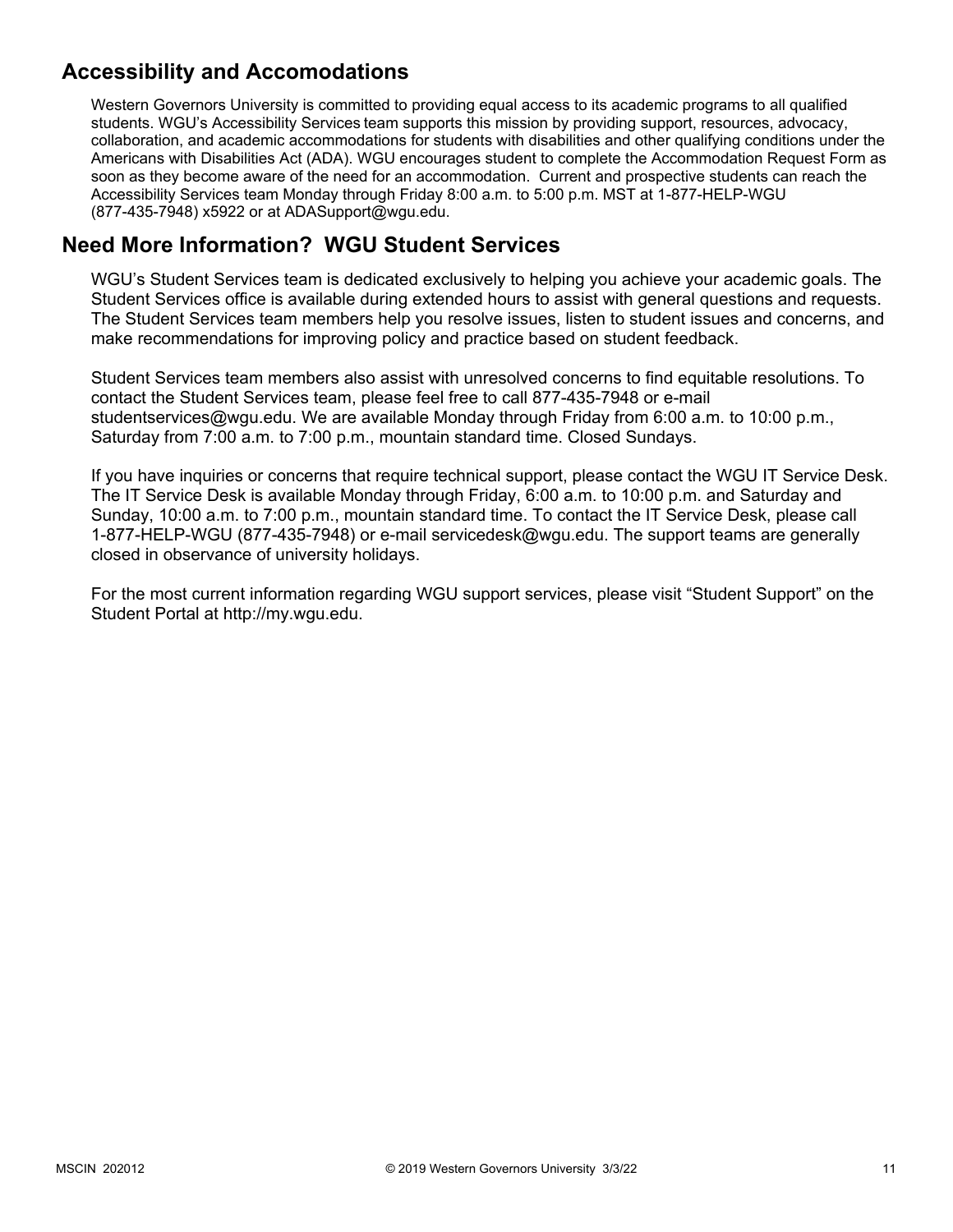## Accessibility and Accomodations

Western Governors University is committed to providing equal access to its academic programs to all qualified students. WGU's Accessibility Services team supports this mission by providing support, resources, advocacy, collaboration, and academic accommodations for students with disabilities and other qualifying conditions under the Americans with Disabilities Act (ADA). WGU encourages student to complete the Accommodation Request Form as soon as they become aware of the need for an accommodation. Current and prospective students can reach the Accessibility Services team Monday through Friday 8:00 a.m. to 5:00 p.m. MST at 1-877-HELP-WGU (877-435-7948) x5922 or at ADASupport@wgu.edu.

## Need More Information? WGU Student Services

WGU's Student Services team is dedicated exclusively to helping you achieve your academic goals. The Student Services office is available during extended hours to assist with general questions and requests. The Student Services team members help you resolve issues, listen to student issues and concerns, and make recommendations for improving policy and practice based on student feedback.

Student Services team members also assist with unresolved concerns to find equitable resolutions. To contact the Student Services team, please feel free to call 877-435-7948 or e-mail studentservices@wgu.edu. We are available Monday through Friday from 6:00 a.m. to 10:00 p.m., Saturday from 7:00 a.m. to 7:00 p.m., mountain standard time. Closed Sundays.

If you have inquiries or concerns that require technical support, please contact the WGU IT Service Desk. The IT Service Desk is available Monday through Friday, 6:00 a.m. to 10:00 p.m. and Saturday and Sunday, 10:00 a.m. to 7:00 p.m., mountain standard time. To contact the IT Service Desk, please call 1-877-HELP-WGU (877-435-7948) or e-mail servicedesk@wgu.edu. The support teams are generally closed in observance of university holidays.

For the most current information regarding WGU support services, please visit "Student Support" on the Student Portal at http://my.wgu.edu.